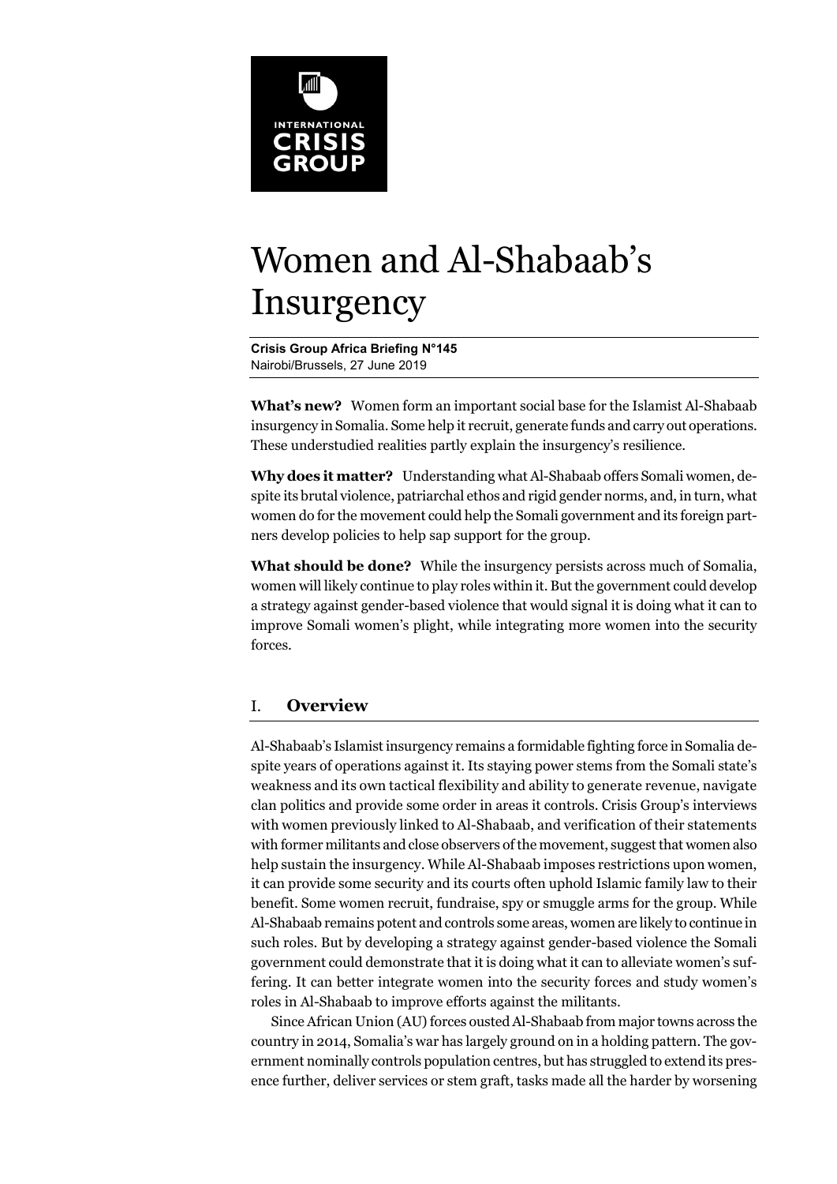# Women and Al-Shabaab's Insurgency

**Crisis Group Africa Briefing N°145**
Nairobi/Brussels, 27 June 2019

**What's new?** Women form an important social base for the Islamist Al-Shabaab insurgency in Somalia. Some help it recruit, generate funds and carry out operations. These understudied realities partly explain the insurgency's resilience.

**Why does it matter?** Understanding what Al-Shabaab offers Somali women, despite its brutal violence, patriarchal ethos and rigid gender norms, and, in turn, what women do for the movement could help the Somali government and its foreign partners develop policies to help sap support for the group.

**What should be done?** While the insurgency persists across much of Somalia, women will likely continue to play roles within it. But the government could develop a strategy against gender-based violence that would signal it is doing what it can to improve Somali women's plight, while integrating more women into the security forces.

## I. Overview

Al-Shabaab's Islamist insurgency remains a formidable fighting force in Somalia despite years of operations against it. Its staying power stems from the Somali state's weakness and its own tactical flexibility and ability to generate revenue, navigate clan politics and provide some order in areas it controls. Crisis Group's interviews with women previously linked to Al-Shabaab, and verification of their statements with former militants and close observers of the movement, suggest that women also help sustain the insurgency. While Al-Shabaab imposes restrictions upon women, it can provide some security and its courts often uphold Islamic family law to their benefit. Some women recruit, fundraise, spy or smuggle arms for the group. While Al-Shabaab remains potent and controls some areas, women are likely to continue in such roles. But by developing a strategy against gender-based violence the Somali government could demonstrate that it is doing what it can to alleviate women's suffering. It can better integrate women into the security forces and study women's roles in Al-Shabaab to improve efforts against the militants.

Since African Union (AU) forces ousted Al-Shabaab from major towns across the country in 2014, Somalia's war has largely ground on in a holding pattern. The government nominally controls population centres, but has struggled to extend its presence further, deliver services or stem graft, tasks made all the harder by worsening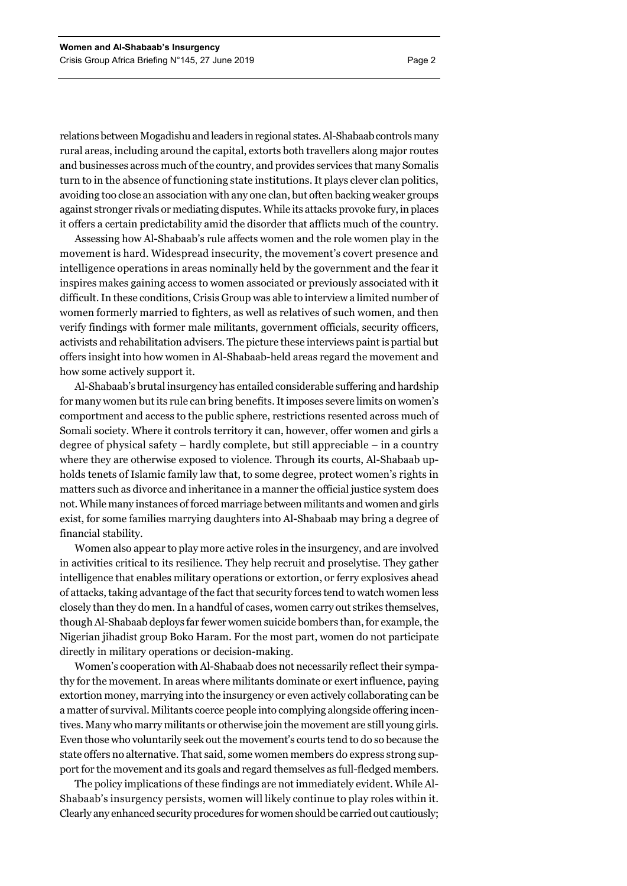relations between Mogadishu and leaders in regional states. Al-Shabaab controls many rural areas, including around the capital, extorts both travellers along major routes and businesses across much of the country, and provides services that many Somalis turn to in the absence of functioning state institutions. It plays clever clan politics, avoiding too close an association with any one clan, but often backing weaker groups against stronger rivals or mediating disputes. While its attacks provoke fury, in places it offers a certain predictability amid the disorder that afflicts much of the country.

Assessing how Al-Shabaab's rule affects women and the role women play in the movement is hard. Widespread insecurity, the movement's covert presence and intelligence operations in areas nominally held by the government and the fear it inspires makes gaining access to women associated or previously associated with it difficult. In these conditions, Crisis Group was able to interview a limited number of women formerly married to fighters, as well as relatives of such women, and then verify findings with former male militants, government officials, security officers, activists and rehabilitation advisers. The picture these interviews paint is partial but offers insight into how women in Al-Shabaab-held areas regard the movement and how some actively support it.

Al-Shabaab's brutal insurgency has entailed considerable suffering and hardship for many women but its rule can bring benefits. It imposes severe limits on women's comportment and access to the public sphere, restrictions resented across much of Somali society. Where it controls territory it can, however, offer women and girls a degree of physical safety – hardly complete, but still appreciable – in a country where they are otherwise exposed to violence. Through its courts, Al-Shabaab upholds tenets of Islamic family law that, to some degree, protect women's rights in matters such as divorce and inheritance in a manner the official justice system does not. While many instances of forced marriage between militants and women and girls exist, for some families marrying daughters into Al-Shabaab may bring a degree of financial stability.

Women also appear to play more active roles in the insurgency, and are involved in activities critical to its resilience. They help recruit and proselytise. They gather intelligence that enables military operations or extortion, or ferry explosives ahead of attacks, taking advantage of the fact that security forces tend to watch women less closely than they do men. In a handful of cases, women carry out strikes themselves, though Al-Shabaab deploys far fewer women suicide bombers than, for example, the Nigerian jihadist group Boko Haram. For the most part, women do not participate directly in military operations or decision-making.

Women's cooperation with Al-Shabaab does not necessarily reflect their sympathy for the movement. In areas where militants dominate or exert influence, paying extortion money, marrying into the insurgency or even actively collaborating can be a matter of survival. Militants coerce people into complying alongside offering incentives. Many who marry militants or otherwise join the movement are still young girls. Even those who voluntarily seek out the movement's courts tend to do so because the state offers no alternative. That said, some women members do express strong support for the movement and its goals and regard themselves as full-fledged members.

The policy implications of these findings are not immediately evident. While Al-Shabaab's insurgency persists, women will likely continue to play roles within it. Clearly any enhanced security procedures for women should be carried out cautiously;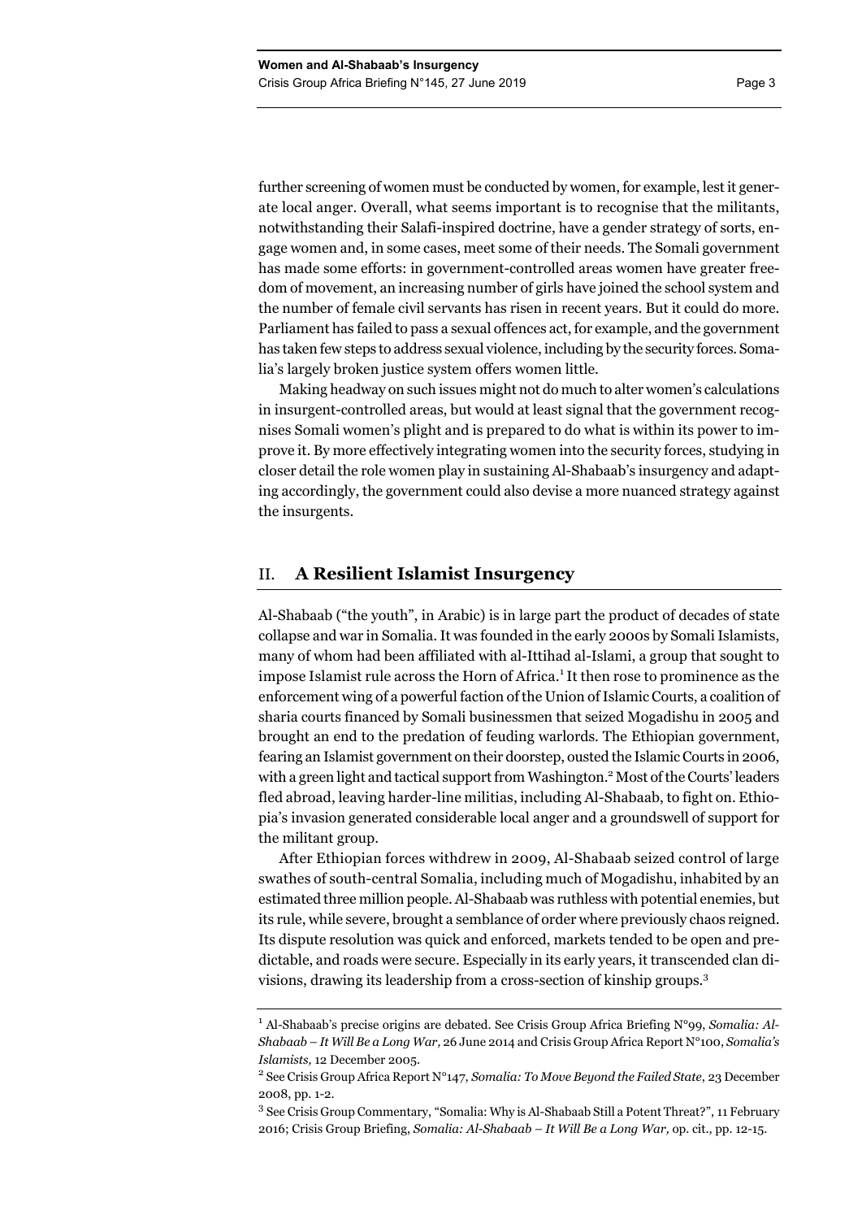further screening of women must be conducted by women, for example, lest it generate local anger. Overall, what seems important is to recognise that the militants, notwithstanding their Salafi-inspired doctrine, have a gender strategy of sorts, engage women and, in some cases, meet some of their needs. The Somali government has made some efforts: in government-controlled areas women have greater freedom of movement, an increasing number of girls have joined the school system and the number of female civil servants has risen in recent years. But it could do more. Parliament has failed to pass a sexual offences act, for example, and the government has taken few steps to address sexual violence, including by the security forces. Somalia's largely broken justice system offers women little.

Making headway on such issues might not do much to alter women's calculations in insurgent-controlled areas, but would at least signal that the government recognises Somali women's plight and is prepared to do what is within its power to improve it. By more effectively integrating women into the security forces, studying in closer detail the role women play in sustaining Al-Shabaab's insurgency and adapting accordingly, the government could also devise a more nuanced strategy against the insurgents.

## II. A Resilient Islamist Insurgency

Al-Shabaab ("the youth", in Arabic) is in large part the product of decades of state collapse and war in Somalia. It was founded in the early 2000s by Somali Islamists, many of whom had been affiliated with al-Ittihad al-Islami, a group that sought to impose Islamist rule across the Horn of Africa.[1] It then rose to prominence as the enforcement wing of a powerful faction of the Union of Islamic Courts, a coalition of sharia courts financed by Somali businessmen that seized Mogadishu in 2005 and brought an end to the predation of feuding warlords. The Ethiopian government, fearing an Islamist government on their doorstep, ousted the Islamic Courts in 2006, with a green light and tactical support from Washington.[2] Most of the Courts' leaders fled abroad, leaving harder-line militias, including Al-Shabaab, to fight on. Ethiopia's invasion generated considerable local anger and a groundswell of support for the militant group.

After Ethiopian forces withdrew in 2009, Al-Shabaab seized control of large swathes of south-central Somalia, including much of Mogadishu, inhabited by an estimated three million people. Al-Shabaab was ruthless with potential enemies, but its rule, while severe, brought a semblance of order where previously chaos reigned. Its dispute resolution was quick and enforced, markets tended to be open and predictable, and roads were secure. Especially in its early years, it transcended clan divisions, drawing its leadership from a cross-section of kinship groups.[3]

---

[1] Al-Shabaab's precise origins are debated. See Crisis Group Africa Briefing N°99, *Somalia: Al-Shabaab – It Will Be a Long War,* 26 June 2014 and Crisis Group Africa Report N°100, *Somalia's Islamists,* 12 December 2005.

[2] See Crisis Group Africa Report N°147, *Somalia: To Move Beyond the Failed State*, 23 December 2008, pp. 1-2.

[3] See Crisis Group Commentary, "Somalia: Why is Al-Shabaab Still a Potent Threat?", 11 February 2016; Crisis Group Briefing, *Somalia: Al-Shabaab – It Will Be a Long War,* op. cit., pp. 12-15.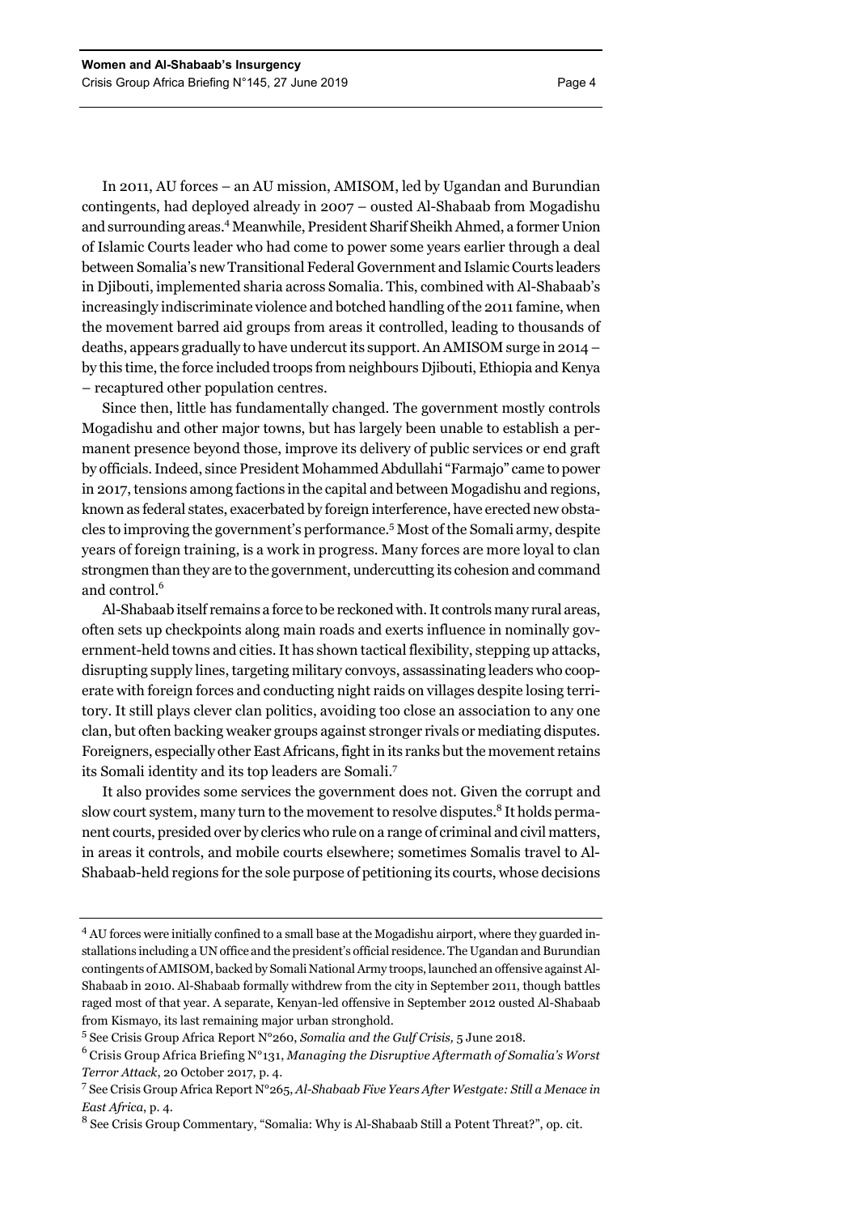In 2011, AU forces – an AU mission, AMISOM, led by Ugandan and Burundian contingents, had deployed already in 2007 – ousted Al-Shabaab from Mogadishu and surrounding areas.[4] Meanwhile, President Sharif Sheikh Ahmed, a former Union of Islamic Courts leader who had come to power some years earlier through a deal between Somalia's new Transitional Federal Government and Islamic Courts leaders in Djibouti, implemented sharia across Somalia. This, combined with Al-Shabaab's increasingly indiscriminate violence and botched handling of the 2011 famine, when the movement barred aid groups from areas it controlled, leading to thousands of deaths, appears gradually to have undercut its support. An AMISOM surge in 2014 – by this time, the force included troops from neighbours Djibouti, Ethiopia and Kenya – recaptured other population centres.

Since then, little has fundamentally changed. The government mostly controls Mogadishu and other major towns, but has largely been unable to establish a permanent presence beyond those, improve its delivery of public services or end graft by officials. Indeed, since President Mohammed Abdullahi "Farmajo" came to power in 2017, tensions among factions in the capital and between Mogadishu and regions, known as federal states, exacerbated by foreign interference, have erected new obstacles to improving the government's performance.[5] Most of the Somali army, despite years of foreign training, is a work in progress. Many forces are more loyal to clan strongmen than they are to the government, undercutting its cohesion and command and control.[6]

Al-Shabaab itself remains a force to be reckoned with. It controls many rural areas, often sets up checkpoints along main roads and exerts influence in nominally government-held towns and cities. It has shown tactical flexibility, stepping up attacks, disrupting supply lines, targeting military convoys, assassinating leaders who cooperate with foreign forces and conducting night raids on villages despite losing territory. It still plays clever clan politics, avoiding too close an association to any one clan, but often backing weaker groups against stronger rivals or mediating disputes. Foreigners, especially other East Africans, fight in its ranks but the movement retains its Somali identity and its top leaders are Somali.[7]

It also provides some services the government does not. Given the corrupt and slow court system, many turn to the movement to resolve disputes.[8] It holds permanent courts, presided over by clerics who rule on a range of criminal and civil matters, in areas it controls, and mobile courts elsewhere; sometimes Somalis travel to Al-Shabaab-held regions for the sole purpose of petitioning its courts, whose decisions

---

[4] AU forces were initially confined to a small base at the Mogadishu airport, where they guarded installations including a UN office and the president's official residence. The Ugandan and Burundian contingents of AMISOM, backed by Somali National Army troops, launched an offensive against Al-Shabaab in 2010. Al-Shabaab formally withdrew from the city in September 2011, though battles raged most of that year. A separate, Kenyan-led offensive in September 2012 ousted Al-Shabaab from Kismayo, its last remaining major urban stronghold.

[5] See Crisis Group Africa Report N°260, *Somalia and the Gulf Crisis,* 5 June 2018.

[6] Crisis Group Africa Briefing N°131, *Managing the Disruptive Aftermath of Somalia's Worst Terror Attack,* 20 October 2017, p. 4.

[7] See Crisis Group Africa Report N°265, *Al-Shabaab Five Years After Westgate: Still a Menace in East Africa*, p. 4.

[8] See Crisis Group Commentary, "Somalia: Why is Al-Shabaab Still a Potent Threat?", op. cit.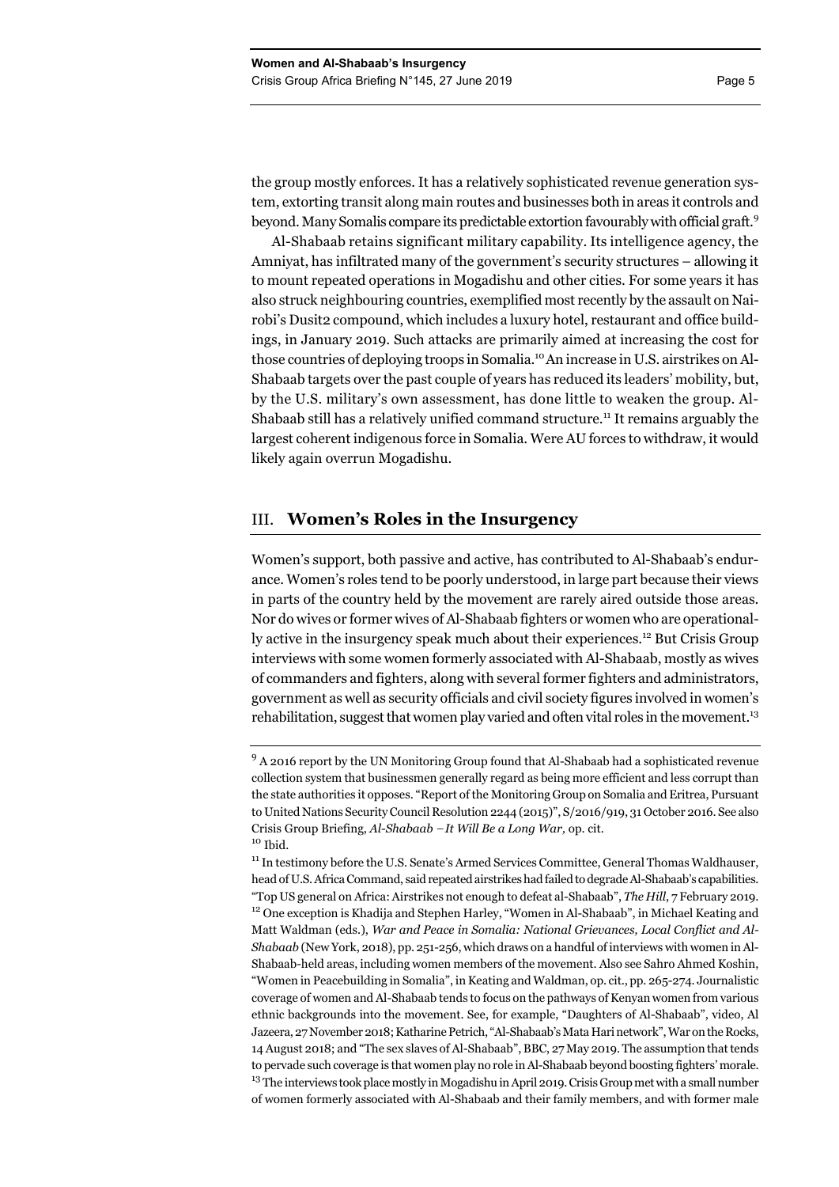the group mostly enforces. It has a relatively sophisticated revenue generation system, extorting transit along main routes and businesses both in areas it controls and beyond. Many Somalis compare its predictable extortion favourably with official graft.[9]

Al-Shabaab retains significant military capability. Its intelligence agency, the Amniyat, has infiltrated many of the government's security structures – allowing it to mount repeated operations in Mogadishu and other cities. For some years it has also struck neighbouring countries, exemplified most recently by the assault on Nairobi's Dusit2 compound, which includes a luxury hotel, restaurant and office buildings, in January 2019. Such attacks are primarily aimed at increasing the cost for those countries of deploying troops in Somalia.[10] An increase in U.S. airstrikes on Al-Shabaab targets over the past couple of years has reduced its leaders' mobility, but, by the U.S. military's own assessment, has done little to weaken the group. Al-Shabaab still has a relatively unified command structure.[11] It remains arguably the largest coherent indigenous force in Somalia. Were AU forces to withdraw, it would likely again overrun Mogadishu.

## III. Women's Roles in the Insurgency

Women's support, both passive and active, has contributed to Al-Shabaab's endurance. Women's roles tend to be poorly understood, in large part because their views in parts of the country held by the movement are rarely aired outside those areas. Nor do wives or former wives of Al-Shabaab fighters or women who are operationally active in the insurgency speak much about their experiences.[12] But Crisis Group interviews with some women formerly associated with Al-Shabaab, mostly as wives of commanders and fighters, along with several former fighters and administrators, government as well as security officials and civil society figures involved in women's rehabilitation, suggest that women play varied and often vital roles in the movement.[13]

---

[9] A 2016 report by the UN Monitoring Group found that Al-Shabaab had a sophisticated revenue collection system that businessmen generally regard as being more efficient and less corrupt than the state authorities it opposes. "Report of the Monitoring Group on Somalia and Eritrea, Pursuant to United Nations Security Council Resolution 2244 (2015)", S/2016/919, 31 October 2016. See also Crisis Group Briefing, *Al-Shabaab – It Will Be a Long War,* op. cit.

[10] Ibid.

[11] In testimony before the U.S. Senate's Armed Services Committee, General Thomas Waldhauser, head of U.S. Africa Command, said repeated airstrikes had failed to degrade Al-Shabaab's capabilities. "Top US general on Africa: Airstrikes not enough to defeat al-Shabaab", *The Hill*, 7 February 2019.

[12] One exception is Khadija and Stephen Harley, "Women in Al-Shabaab", in Michael Keating and Matt Waldman (eds.), *War and Peace in Somalia: National Grievances, Local Conflict and Al-Shabaab* (New York, 2018), pp. 251-256, which draws on a handful of interviews with women in Al-Shabaab-held areas, including women members of the movement. Also see Sahro Ahmed Koshin, "Women in Peacebuilding in Somalia", in Keating and Waldman, op. cit., pp. 265-274. Journalistic coverage of women and Al-Shabaab tends to focus on the pathways of Kenyan women from various ethnic backgrounds into the movement. See, for example, "Daughters of Al-Shabaab", video, Al Jazeera, 27 November 2018; Katharine Petrich, "Al-Shabaab's Mata Hari network", War on the Rocks, 14 August 2018; and "The sex slaves of Al-Shabaab", BBC, 27 May 2019. The assumption that tends to pervade such coverage is that women play no role in Al-Shabaab beyond boosting fighters' morale.

[13] The interviews took place mostly in Mogadishu in April 2019. Crisis Group met with a small number of women formerly associated with Al-Shabaab and their family members, and with former male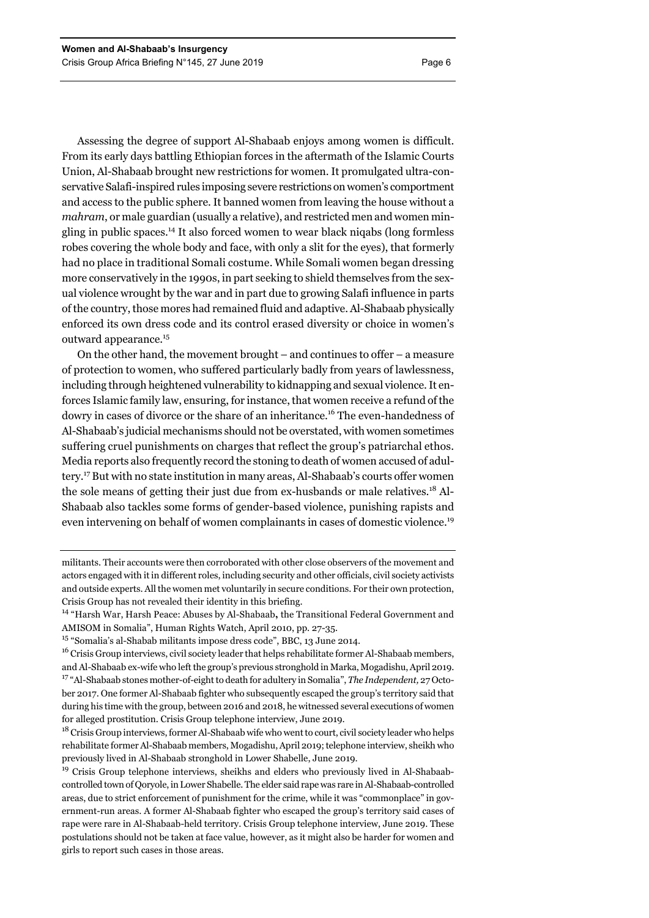Assessing the degree of support Al-Shabaab enjoys among women is difficult. From its early days battling Ethiopian forces in the aftermath of the Islamic Courts Union, Al-Shabaab brought new restrictions for women. It promulgated ultra-conservative Salafi-inspired rules imposing severe restrictions on women's comportment and access to the public sphere. It banned women from leaving the house without a *mahram*, or male guardian (usually a relative), and restricted men and women mingling in public spaces.[14] It also forced women to wear black niqabs (long formless robes covering the whole body and face, with only a slit for the eyes), that formerly had no place in traditional Somali costume. While Somali women began dressing more conservatively in the 1990s, in part seeking to shield themselves from the sexual violence wrought by the war and in part due to growing Salafi influence in parts of the country, those mores had remained fluid and adaptive. Al-Shabaab physically enforced its own dress code and its control erased diversity or choice in women's outward appearance.[15]

On the other hand, the movement brought – and continues to offer – a measure of protection to women, who suffered particularly badly from years of lawlessness, including through heightened vulnerability to kidnapping and sexual violence. It enforces Islamic family law, ensuring, for instance, that women receive a refund of the dowry in cases of divorce or the share of an inheritance.[16] The even-handedness of Al-Shabaab's judicial mechanisms should not be overstated, with women sometimes suffering cruel punishments on charges that reflect the group's patriarchal ethos. Media reports also frequently record the stoning to death of women accused of adultery.[17] But with no state institution in many areas, Al-Shabaab's courts offer women the sole means of getting their just due from ex-husbands or male relatives.[18] Al-Shabaab also tackles some forms of gender-based violence, punishing rapists and even intervening on behalf of women complainants in cases of domestic violence.[19]

---

militants. Their accounts were then corroborated with other close observers of the movement and actors engaged with it in different roles, including security and other officials, civil society activists and outside experts. All the women met voluntarily in secure conditions. For their own protection, Crisis Group has not revealed their identity in this briefing.

[14] "Harsh War, Harsh Peace: Abuses by Al-Shabaab, the Transitional Federal Government and AMISOM in Somalia", Human Rights Watch, April 2010, pp. 27-35.

[15] "Somalia's al-Shabab militants impose dress code", BBC, 13 June 2014.

[16] Crisis Group interviews, civil society leader that helps rehabilitate former Al-Shabaab members, and Al-Shabaab ex-wife who left the group's previous stronghold in Marka, Mogadishu, April 2019.

[17] "Al-Shabaab stones mother-of-eight to death for adultery in Somalia", *The Independent,* 27 October 2017. One former Al-Shabaab fighter who subsequently escaped the group's territory said that during his time with the group, between 2016 and 2018, he witnessed several executions of women for alleged prostitution. Crisis Group telephone interview, June 2019.

[18] Crisis Group interviews, former Al-Shabaab wife who went to court, civil society leader who helps rehabilitate former Al-Shabaab members, Mogadishu, April 2019; telephone interview, sheikh who previously lived in Al-Shabaab stronghold in Lower Shabelle, June 2019.

[19] Crisis Group telephone interviews, sheikhs and elders who previously lived in Al-Shabaab-controlled town of Qoryole, in Lower Shabelle. The elder said rape was rare in Al-Shabaab-controlled areas, due to strict enforcement of punishment for the crime, while it was "commonplace" in government-run areas. A former Al-Shabaab fighter who escaped the group's territory said cases of rape were rare in Al-Shabaab-held territory. Crisis Group telephone interview, June 2019. These postulations should not be taken at face value, however, as it might also be harder for women and girls to report such cases in those areas.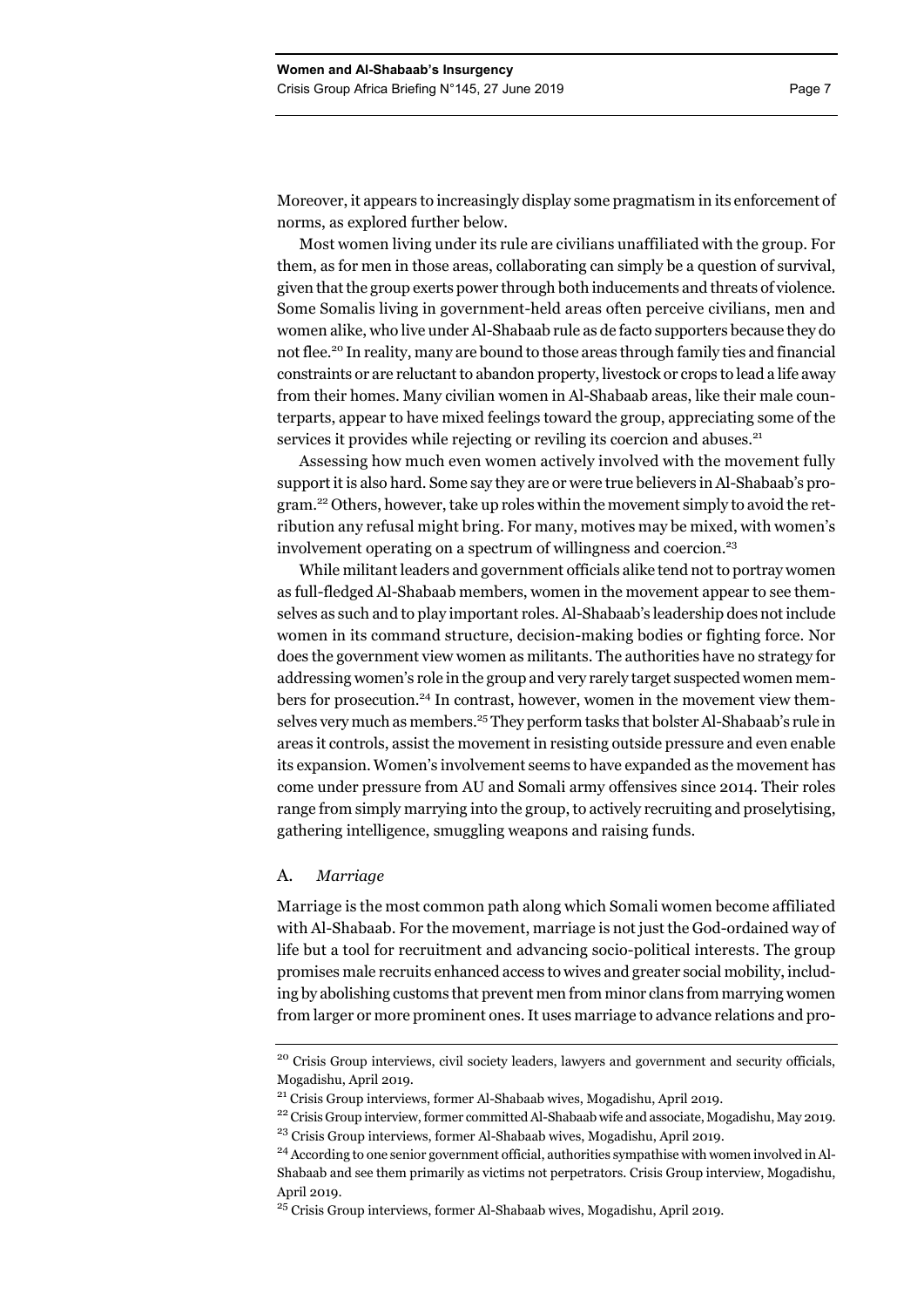Moreover, it appears to increasingly display some pragmatism in its enforcement of norms, as explored further below.

Most women living under its rule are civilians unaffiliated with the group. For them, as for men in those areas, collaborating can simply be a question of survival, given that the group exerts power through both inducements and threats of violence. Some Somalis living in government-held areas often perceive civilians, men and women alike, who live under Al-Shabaab rule as de facto supporters because they do not flee.[20] In reality, many are bound to those areas through family ties and financial constraints or are reluctant to abandon property, livestock or crops to lead a life away from their homes. Many civilian women in Al-Shabaab areas, like their male counterparts, appear to have mixed feelings toward the group, appreciating some of the services it provides while rejecting or reviling its coercion and abuses.[21]

Assessing how much even women actively involved with the movement fully support it is also hard. Some say they are or were true believers in Al-Shabaab's program.[22] Others, however, take up roles within the movement simply to avoid the retribution any refusal might bring. For many, motives may be mixed, with women's involvement operating on a spectrum of willingness and coercion.[23]

While militant leaders and government officials alike tend not to portray women as full-fledged Al-Shabaab members, women in the movement appear to see themselves as such and to play important roles. Al-Shabaab's leadership does not include women in its command structure, decision-making bodies or fighting force. Nor does the government view women as militants. The authorities have no strategy for addressing women's role in the group and very rarely target suspected women members for prosecution.[24] In contrast, however, women in the movement view themselves very much as members.[25] They perform tasks that bolster Al-Shabaab's rule in areas it controls, assist the movement in resisting outside pressure and even enable its expansion. Women's involvement seems to have expanded as the movement has come under pressure from AU and Somali army offensives since 2014. Their roles range from simply marrying into the group, to actively recruiting and proselytising, gathering intelligence, smuggling weapons and raising funds.

### A. *Marriage*

Marriage is the most common path along which Somali women become affiliated with Al-Shabaab. For the movement, marriage is not just the God-ordained way of life but a tool for recruitment and advancing socio-political interests. The group promises male recruits enhanced access to wives and greater social mobility, including by abolishing customs that prevent men from minor clans from marrying women from larger or more prominent ones. It uses marriage to advance relations and pro-

---

[20] Crisis Group interviews, civil society leaders, lawyers and government and security officials, Mogadishu, April 2019.

[21] Crisis Group interviews, former Al-Shabaab wives, Mogadishu, April 2019.

[22] Crisis Group interview, former committed Al-Shabaab wife and associate, Mogadishu, May 2019.

[23] Crisis Group interviews, former Al-Shabaab wives, Mogadishu, April 2019.

[24] According to one senior government official, authorities sympathise with women involved in Al-Shabaab and see them primarily as victims not perpetrators. Crisis Group interview, Mogadishu, April 2019.

[25] Crisis Group interviews, former Al-Shabaab wives, Mogadishu, April 2019.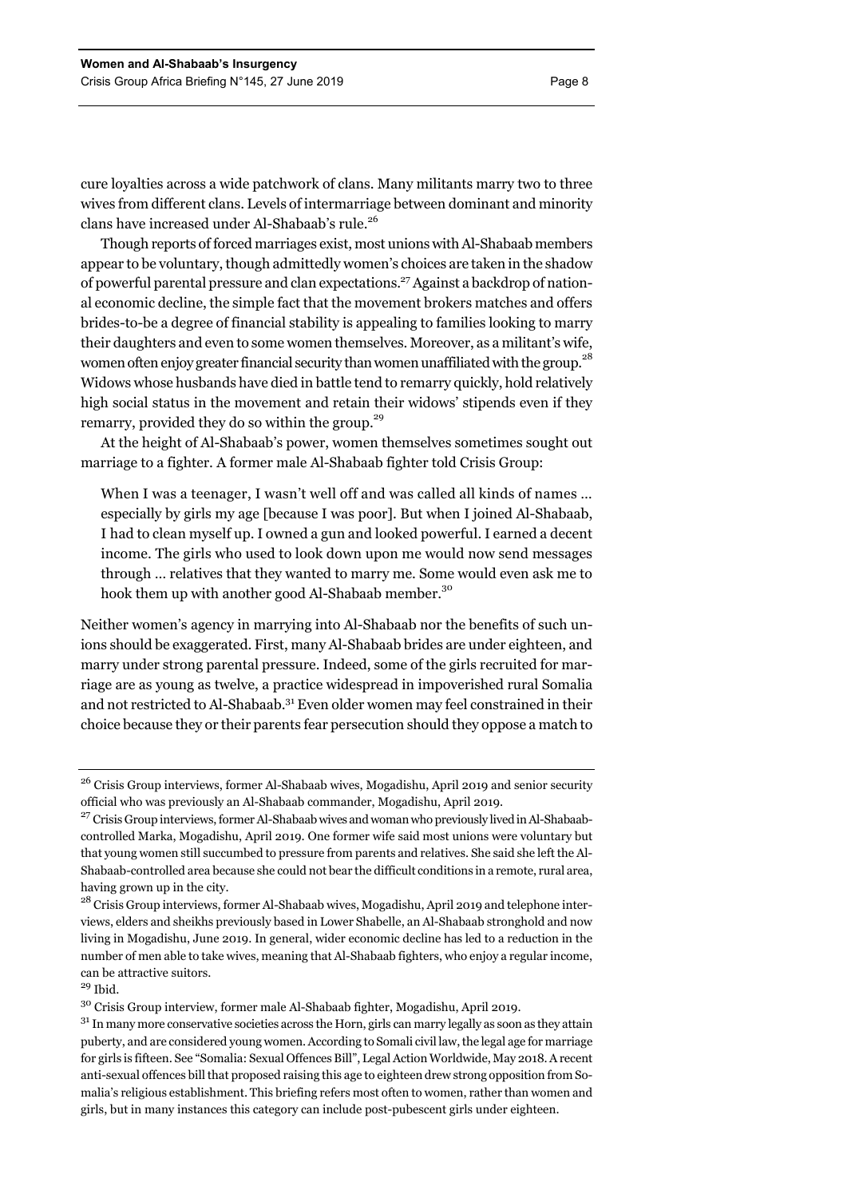cure loyalties across a wide patchwork of clans. Many militants marry two to three wives from different clans. Levels of intermarriage between dominant and minority clans have increased under Al-Shabaab's rule.[26]

Though reports of forced marriages exist, most unions with Al-Shabaab members appear to be voluntary, though admittedly women's choices are taken in the shadow of powerful parental pressure and clan expectations.[27] Against a backdrop of national economic decline, the simple fact that the movement brokers matches and offers brides-to-be a degree of financial stability is appealing to families looking to marry their daughters and even to some women themselves. Moreover, as a militant's wife, women often enjoy greater financial security than women unaffiliated with the group.[28] Widows whose husbands have died in battle tend to remarry quickly, hold relatively high social status in the movement and retain their widows' stipends even if they remarry, provided they do so within the group.[29]

At the height of Al-Shabaab's power, women themselves sometimes sought out marriage to a fighter. A former male Al-Shabaab fighter told Crisis Group:

> When I was a teenager, I wasn't well off and was called all kinds of names … especially by girls my age [because I was poor]. But when I joined Al-Shabaab, I had to clean myself up. I owned a gun and looked powerful. I earned a decent income. The girls who used to look down upon me would now send messages through … relatives that they wanted to marry me. Some would even ask me to hook them up with another good Al-Shabaab member.[30]

Neither women's agency in marrying into Al-Shabaab nor the benefits of such unions should be exaggerated. First, many Al-Shabaab brides are under eighteen, and marry under strong parental pressure. Indeed, some of the girls recruited for marriage are as young as twelve, a practice widespread in impoverished rural Somalia and not restricted to Al-Shabaab.[31] Even older women may feel constrained in their choice because they or their parents fear persecution should they oppose a match to

---

[26] Crisis Group interviews, former Al-Shabaab wives, Mogadishu, April 2019 and senior security official who was previously an Al-Shabaab commander, Mogadishu, April 2019.

[27] Crisis Group interviews, former Al-Shabaab wives and woman who previously lived in Al-Shabaab-controlled Marka, Mogadishu, April 2019. One former wife said most unions were voluntary but that young women still succumbed to pressure from parents and relatives. She said she left the Al-Shabaab-controlled area because she could not bear the difficult conditions in a remote, rural area, having grown up in the city.

[28] Crisis Group interviews, former Al-Shabaab wives, Mogadishu, April 2019 and telephone interviews, elders and sheikhs previously based in Lower Shabelle, an Al-Shabaab stronghold and now living in Mogadishu, June 2019. In general, wider economic decline has led to a reduction in the number of men able to take wives, meaning that Al-Shabaab fighters, who enjoy a regular income, can be attractive suitors.

[29] Ibid.

[30] Crisis Group interview, former male Al-Shabaab fighter, Mogadishu, April 2019.

[31] In many more conservative societies across the Horn, girls can marry legally as soon as they attain puberty, and are considered young women. According to Somali civil law, the legal age for marriage for girls is fifteen. See "Somalia: Sexual Offences Bill", Legal Action Worldwide, May 2018. A recent anti-sexual offences bill that proposed raising this age to eighteen drew strong opposition from Somalia's religious establishment. This briefing refers most often to women, rather than women and girls, but in many instances this category can include post-pubescent girls under eighteen.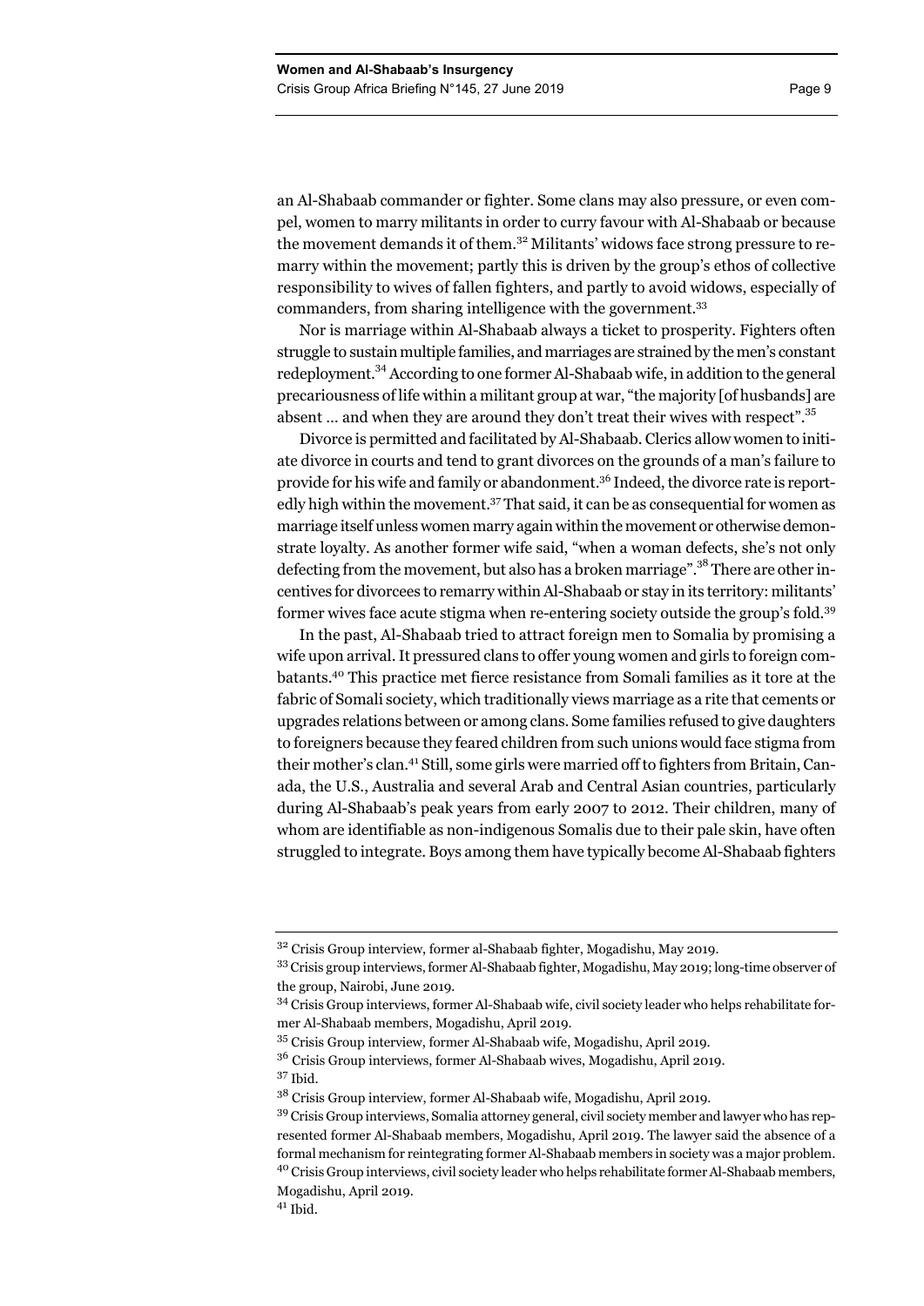an Al-Shabaab commander or fighter. Some clans may also pressure, or even compel, women to marry militants in order to curry favour with Al-Shabaab or because the movement demands it of them.[32] Militants' widows face strong pressure to remarry within the movement; partly this is driven by the group's ethos of collective responsibility to wives of fallen fighters, and partly to avoid widows, especially of commanders, from sharing intelligence with the government.[33]

Nor is marriage within Al-Shabaab always a ticket to prosperity. Fighters often struggle to sustain multiple families, and marriages are strained by the men's constant redeployment.[34] According to one former Al-Shabaab wife, in addition to the general precariousness of life within a militant group at war, "the majority [of husbands] are absent … and when they are around they don't treat their wives with respect".[35]

Divorce is permitted and facilitated by Al-Shabaab. Clerics allow women to initiate divorce in courts and tend to grant divorces on the grounds of a man's failure to provide for his wife and family or abandonment.[36] Indeed, the divorce rate is reportedly high within the movement.[37] That said, it can be as consequential for women as marriage itself unless women marry again within the movement or otherwise demonstrate loyalty. As another former wife said, "when a woman defects, she's not only defecting from the movement, but also has a broken marriage".[38] There are other incentives for divorcees to remarry within Al-Shabaab or stay in its territory: militants' former wives face acute stigma when re-entering society outside the group's fold.[39]

In the past, Al-Shabaab tried to attract foreign men to Somalia by promising a wife upon arrival. It pressured clans to offer young women and girls to foreign combatants.[40] This practice met fierce resistance from Somali families as it tore at the fabric of Somali society, which traditionally views marriage as a rite that cements or upgrades relations between or among clans. Some families refused to give daughters to foreigners because they feared children from such unions would face stigma from their mother's clan.[41] Still, some girls were married off to fighters from Britain, Canada, the U.S., Australia and several Arab and Central Asian countries, particularly during Al-Shabaab's peak years from early 2007 to 2012. Their children, many of whom are identifiable as non-indigenous Somalis due to their pale skin, have often struggled to integrate. Boys among them have typically become Al-Shabaab fighters

---

[32] Crisis Group interview, former al-Shabaab fighter, Mogadishu, May 2019.

[33] Crisis group interviews, former Al-Shabaab fighter, Mogadishu, May 2019; long-time observer of the group, Nairobi, June 2019.

[34] Crisis Group interviews, former Al-Shabaab wife, civil society leader who helps rehabilitate former Al-Shabaab members, Mogadishu, April 2019.

[35] Crisis Group interview, former Al-Shabaab wife, Mogadishu, April 2019.

[36] Crisis Group interviews, former Al-Shabaab wives, Mogadishu, April 2019.

[37] Ibid.

[38] Crisis Group interview, former Al-Shabaab wife, Mogadishu, April 2019.

[39] Crisis Group interviews, Somalia attorney general, civil society member and lawyer who has represented former Al-Shabaab members, Mogadishu, April 2019. The lawyer said the absence of a formal mechanism for reintegrating former Al-Shabaab members in society was a major problem.

[40] Crisis Group interviews, civil society leader who helps rehabilitate former Al-Shabaab members, Mogadishu, April 2019.

[41] Ibid.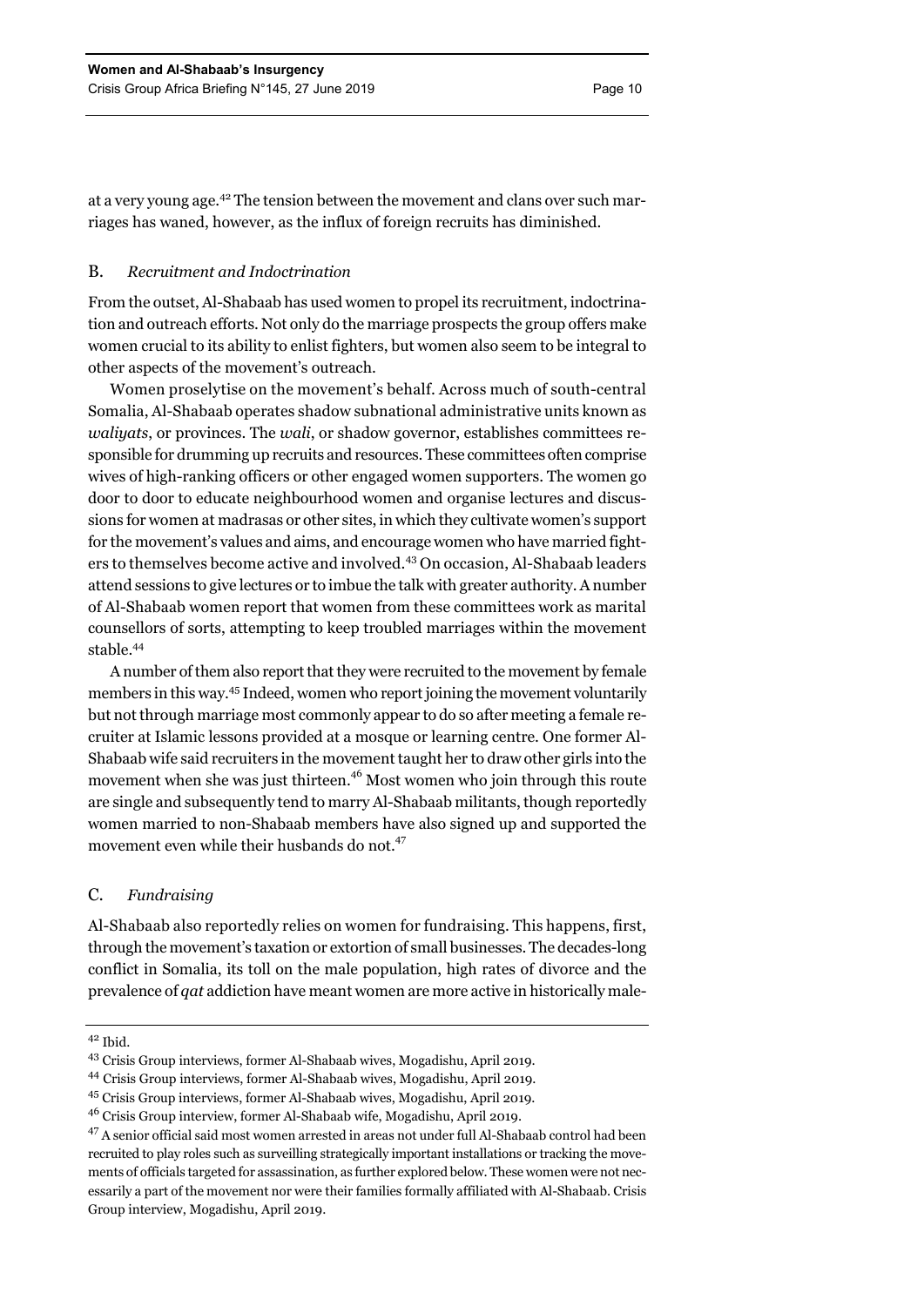at a very young age.[42] The tension between the movement and clans over such marriages has waned, however, as the influx of foreign recruits has diminished.

### B. *Recruitment and Indoctrination*

From the outset, Al-Shabaab has used women to propel its recruitment, indoctrination and outreach efforts. Not only do the marriage prospects the group offers make women crucial to its ability to enlist fighters, but women also seem to be integral to other aspects of the movement's outreach.

Women proselytise on the movement's behalf. Across much of south-central Somalia, Al-Shabaab operates shadow subnational administrative units known as *waliyats*, or provinces. The *wali*, or shadow governor, establishes committees responsible for drumming up recruits and resources. These committees often comprise wives of high-ranking officers or other engaged women supporters. The women go door to door to educate neighbourhood women and organise lectures and discussions for women at madrasas or other sites, in which they cultivate women's support for the movement's values and aims, and encourage women who have married fighters to themselves become active and involved.[43] On occasion, Al-Shabaab leaders attend sessions to give lectures or to imbue the talk with greater authority. A number of Al-Shabaab women report that women from these committees work as marital counsellors of sorts, attempting to keep troubled marriages within the movement stable.[44]

A number of them also report that they were recruited to the movement by female members in this way.[45] Indeed, women who report joining the movement voluntarily but not through marriage most commonly appear to do so after meeting a female recruiter at Islamic lessons provided at a mosque or learning centre. One former Al-Shabaab wife said recruiters in the movement taught her to draw other girls into the movement when she was just thirteen.[46] Most women who join through this route are single and subsequently tend to marry Al-Shabaab militants, though reportedly women married to non-Shabaab members have also signed up and supported the movement even while their husbands do not.[47]

### C. *Fundraising*

Al-Shabaab also reportedly relies on women for fundraising. This happens, first, through the movement's taxation or extortion of small businesses. The decades-long conflict in Somalia, its toll on the male population, high rates of divorce and the prevalence of *qat* addiction have meant women are more active in historically male-

---

[42] Ibid.

[43] Crisis Group interviews, former Al-Shabaab wives, Mogadishu, April 2019.

[44] Crisis Group interviews, former Al-Shabaab wives, Mogadishu, April 2019.

[45] Crisis Group interviews, former Al-Shabaab wives, Mogadishu, April 2019.

[46] Crisis Group interview, former Al-Shabaab wife, Mogadishu, April 2019.

[47] A senior official said most women arrested in areas not under full Al-Shabaab control had been recruited to play roles such as surveilling strategically important installations or tracking the movements of officials targeted for assassination, as further explored below. These women were not necessarily a part of the movement nor were their families formally affiliated with Al-Shabaab. Crisis Group interview, Mogadishu, April 2019.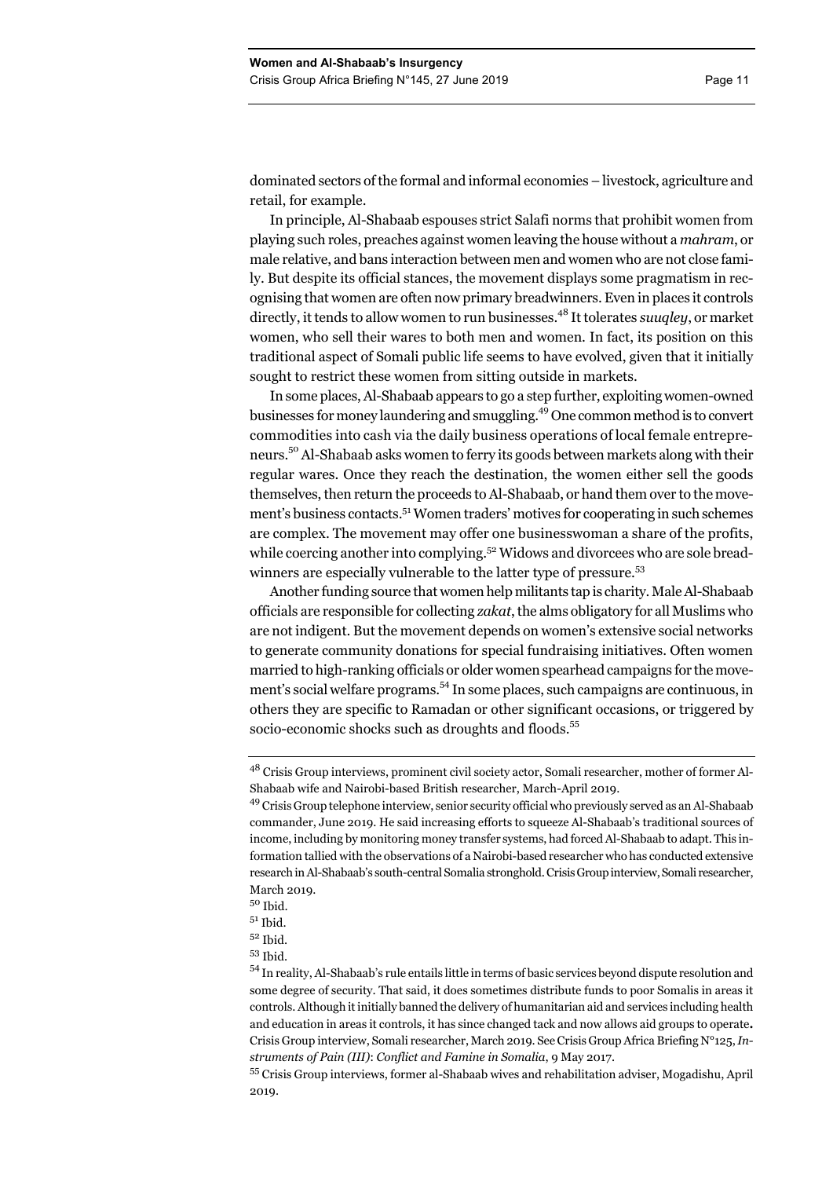dominated sectors of the formal and informal economies – livestock, agriculture and retail, for example.

In principle, Al-Shabaab espouses strict Salafi norms that prohibit women from playing such roles, preaches against women leaving the house without a *mahram*, or male relative, and bans interaction between men and women who are not close family. But despite its official stances, the movement displays some pragmatism in recognising that women are often now primary breadwinners. Even in places it controls directly, it tends to allow women to run businesses.[48] It tolerates *suuqley*, or market women, who sell their wares to both men and women. In fact, its position on this traditional aspect of Somali public life seems to have evolved, given that it initially sought to restrict these women from sitting outside in markets.

In some places, Al-Shabaab appears to go a step further, exploiting women-owned businesses for money laundering and smuggling.[49] One common method is to convert commodities into cash via the daily business operations of local female entrepreneurs.[50] Al-Shabaab asks women to ferry its goods between markets along with their regular wares. Once they reach the destination, the women either sell the goods themselves, then return the proceeds to Al-Shabaab, or hand them over to the movement's business contacts.[51] Women traders' motives for cooperating in such schemes are complex. The movement may offer one businesswoman a share of the profits, while coercing another into complying.[52] Widows and divorcees who are sole breadwinners are especially vulnerable to the latter type of pressure.[53]

Another funding source that women help militants tap is charity. Male Al-Shabaab officials are responsible for collecting *zakat*, the alms obligatory for all Muslims who are not indigent. But the movement depends on women's extensive social networks to generate community donations for special fundraising initiatives. Often women married to high-ranking officials or older women spearhead campaigns for the movement's social welfare programs.[54] In some places, such campaigns are continuous, in others they are specific to Ramadan or other significant occasions, or triggered by socio-economic shocks such as droughts and floods.[55]

---

[48] Crisis Group interviews, prominent civil society actor, Somali researcher, mother of former Al-Shabaab wife and Nairobi-based British researcher, March-April 2019.

[49] Crisis Group telephone interview, senior security official who previously served as an Al-Shabaab commander, June 2019. He said increasing efforts to squeeze Al-Shabaab's traditional sources of income, including by monitoring money transfer systems, had forced Al-Shabaab to adapt. This information tallied with the observations of a Nairobi-based researcher who has conducted extensive research in Al-Shabaab's south-central Somalia stronghold. Crisis Group interview, Somali researcher, March 2019.

[50] Ibid.

[51] Ibid.

[52] Ibid.

[53] Ibid.

[54] In reality, Al-Shabaab's rule entails little in terms of basic services beyond dispute resolution and some degree of security. That said, it does sometimes distribute funds to poor Somalis in areas it controls. Although it initially banned the delivery of humanitarian aid and services including health and education in areas it controls, it has since changed tack and now allows aid groups to operate**.** Crisis Group interview, Somali researcher, March 2019. See Crisis Group Africa Briefing N°125, *Instruments of Pain (III)*: *Conflict and Famine in Somalia*, 9 May 2017.

[55] Crisis Group interviews, former al-Shabaab wives and rehabilitation adviser, Mogadishu, April 2019.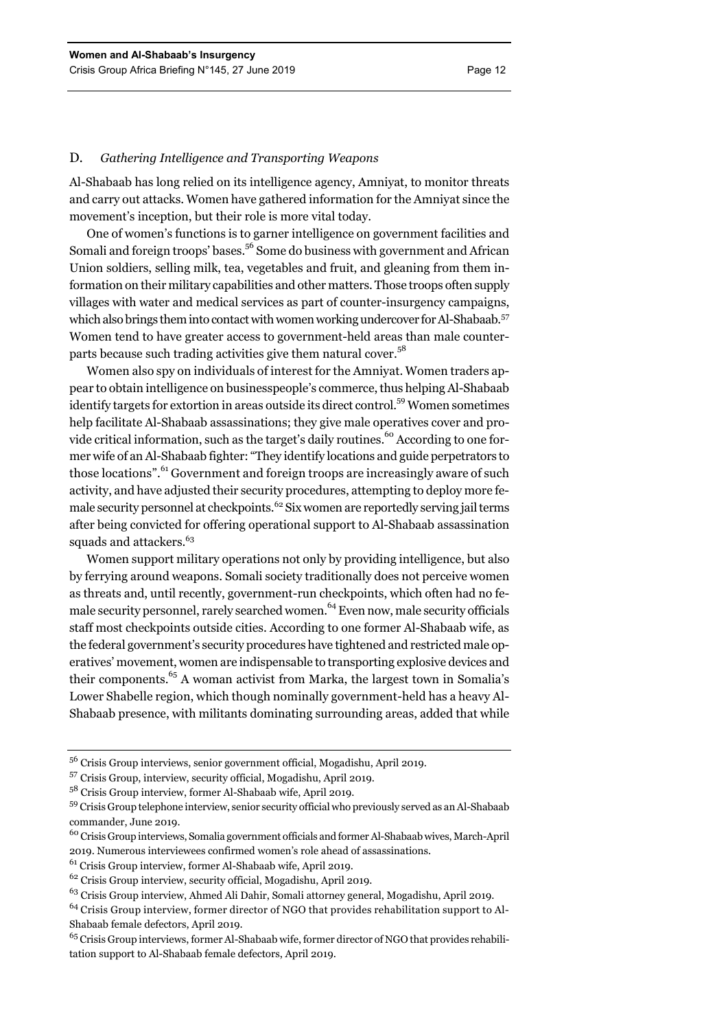### D. *Gathering Intelligence and Transporting Weapons*

Al-Shabaab has long relied on its intelligence agency, Amniyat, to monitor threats and carry out attacks. Women have gathered information for the Amniyat since the movement's inception, but their role is more vital today.

One of women's functions is to garner intelligence on government facilities and Somali and foreign troops' bases.[56] Some do business with government and African Union soldiers, selling milk, tea, vegetables and fruit, and gleaning from them information on their military capabilities and other matters. Those troops often supply villages with water and medical services as part of counter-insurgency campaigns, which also brings them into contact with women working undercover for Al-Shabaab.[57] Women tend to have greater access to government-held areas than male counterparts because such trading activities give them natural cover.[58]

Women also spy on individuals of interest for the Amniyat. Women traders appear to obtain intelligence on businesspeople's commerce, thus helping Al-Shabaab identify targets for extortion in areas outside its direct control.[59] Women sometimes help facilitate Al-Shabaab assassinations; they give male operatives cover and provide critical information, such as the target's daily routines.[60] According to one former wife of an Al-Shabaab fighter: "They identify locations and guide perpetrators to those locations".[61] Government and foreign troops are increasingly aware of such activity, and have adjusted their security procedures, attempting to deploy more female security personnel at checkpoints.[62] Six women are reportedly serving jail terms after being convicted for offering operational support to Al-Shabaab assassination squads and attackers.[63]

Women support military operations not only by providing intelligence, but also by ferrying around weapons. Somali society traditionally does not perceive women as threats and, until recently, government-run checkpoints, which often had no female security personnel, rarely searched women.[64] Even now, male security officials staff most checkpoints outside cities. According to one former Al-Shabaab wife, as the federal government's security procedures have tightened and restricted male operatives' movement, women are indispensable to transporting explosive devices and their components.[65] A woman activist from Marka, the largest town in Somalia's Lower Shabelle region, which though nominally government-held has a heavy Al-Shabaab presence, with militants dominating surrounding areas, added that while

---

[56] Crisis Group interviews, senior government official, Mogadishu, April 2019.

[57] Crisis Group, interview, security official, Mogadishu, April 2019.

[58] Crisis Group interview, former Al-Shabaab wife, April 2019.

[59] Crisis Group telephone interview, senior security official who previously served as an Al-Shabaab commander, June 2019.

[60] Crisis Group interviews, Somalia government officials and former Al-Shabaab wives, March-April 2019. Numerous interviewees confirmed women's role ahead of assassinations.

[61] Crisis Group interview, former Al-Shabaab wife, April 2019.

[62] Crisis Group interview, security official, Mogadishu, April 2019.

[63] Crisis Group interview, Ahmed Ali Dahir, Somali attorney general, Mogadishu, April 2019.

[64] Crisis Group interview, former director of NGO that provides rehabilitation support to Al-Shabaab female defectors, April 2019.

[65] Crisis Group interviews, former Al-Shabaab wife, former director of NGO that provides rehabilitation support to Al-Shabaab female defectors, April 2019.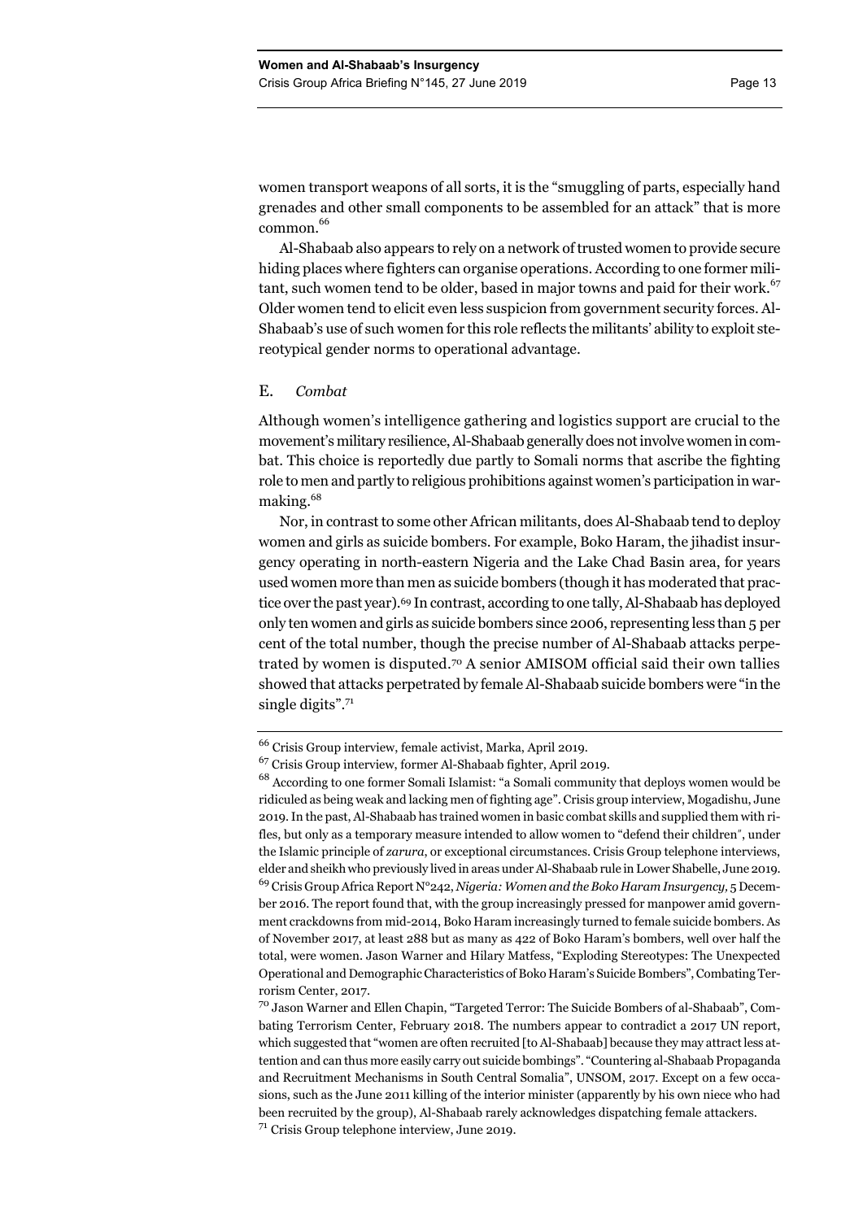women transport weapons of all sorts, it is the "smuggling of parts, especially hand grenades and other small components to be assembled for an attack" that is more common.[66]

Al-Shabaab also appears to rely on a network of trusted women to provide secure hiding places where fighters can organise operations. According to one former militant, such women tend to be older, based in major towns and paid for their work.[67] Older women tend to elicit even less suspicion from government security forces. Al-Shabaab's use of such women for this role reflects the militants' ability to exploit stereotypical gender norms to operational advantage.

### E. *Combat*

Although women's intelligence gathering and logistics support are crucial to the movement's military resilience, Al-Shabaab generally does not involve women in combat. This choice is reportedly due partly to Somali norms that ascribe the fighting role to men and partly to religious prohibitions against women's participation in warmaking.[68]

Nor, in contrast to some other African militants, does Al-Shabaab tend to deploy women and girls as suicide bombers. For example, Boko Haram, the jihadist insurgency operating in north-eastern Nigeria and the Lake Chad Basin area, for years used women more than men as suicide bombers (though it has moderated that practice over the past year).[69] In contrast, according to one tally, Al-Shabaab has deployed only ten women and girls as suicide bombers since 2006, representing less than 5 per cent of the total number, though the precise number of Al-Shabaab attacks perpetrated by women is disputed.[70] A senior AMISOM official said their own tallies showed that attacks perpetrated by female Al-Shabaab suicide bombers were "in the single digits".[71]

---

[66] Crisis Group interview, female activist, Marka, April 2019.

[67] Crisis Group interview, former Al-Shabaab fighter, April 2019.

[68] According to one former Somali Islamist: "a Somali community that deploys women would be ridiculed as being weak and lacking men of fighting age". Crisis group interview, Mogadishu, June 2019. In the past, Al-Shabaab has trained women in basic combat skills and supplied them with rifles, but only as a temporary measure intended to allow women to "defend their children", under the Islamic principle of *zarura*, or exceptional circumstances. Crisis Group telephone interviews, elder and sheikh who previously lived in areas under Al-Shabaab rule in Lower Shabelle, June 2019.

[69] Crisis Group Africa Report N°242, *Nigeria: Women and the Boko Haram Insurgency*, 5 December 2016. The report found that, with the group increasingly pressed for manpower amid government crackdowns from mid-2014, Boko Haram increasingly turned to female suicide bombers. As of November 2017, at least 288 but as many as 422 of Boko Haram's bombers, well over half the total, were women. Jason Warner and Hilary Matfess, "Exploding Stereotypes: The Unexpected Operational and Demographic Characteristics of Boko Haram's Suicide Bombers", Combating Terrorism Center, 2017.

[70] Jason Warner and Ellen Chapin, "Targeted Terror: The Suicide Bombers of al-Shabaab", Combating Terrorism Center, February 2018. The numbers appear to contradict a 2017 UN report, which suggested that "women are often recruited [to Al-Shabaab] because they may attract less attention and can thus more easily carry out suicide bombings". "Countering al-Shabaab Propaganda and Recruitment Mechanisms in South Central Somalia", UNSOM, 2017. Except on a few occasions, such as the June 2011 killing of the interior minister (apparently by his own niece who had been recruited by the group), Al-Shabaab rarely acknowledges dispatching female attackers.

[71] Crisis Group telephone interview, June 2019.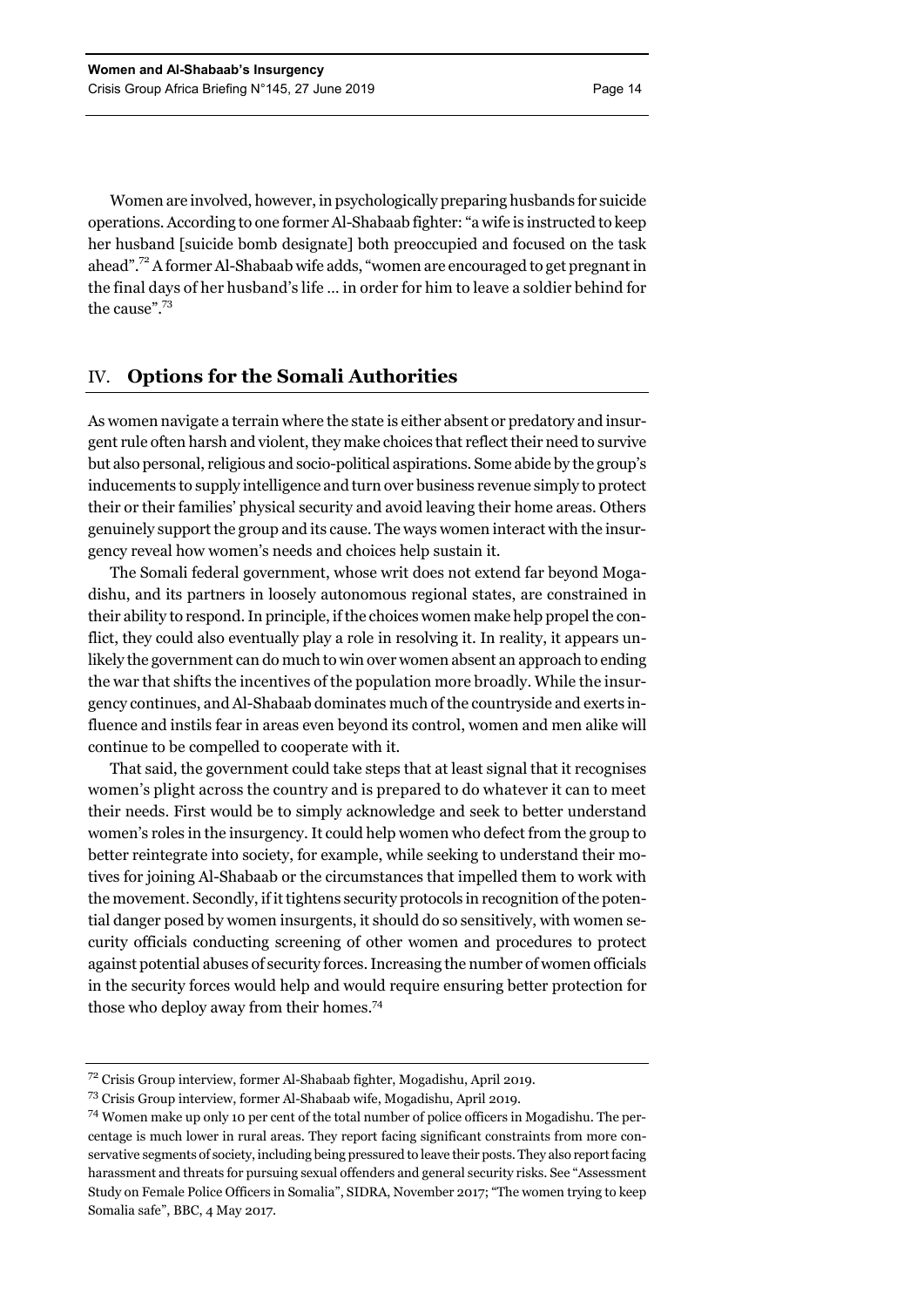Women are involved, however, in psychologically preparing husbands for suicide operations. According to one former Al-Shabaab fighter: "a wife is instructed to keep her husband [suicide bomb designate] both preoccupied and focused on the task ahead".[72] A former Al-Shabaab wife adds, "women are encouraged to get pregnant in the final days of her husband's life … in order for him to leave a soldier behind for the cause".[73]

## IV. Options for the Somali Authorities

As women navigate a terrain where the state is either absent or predatory and insurgent rule often harsh and violent, they make choices that reflect their need to survive but also personal, religious and socio-political aspirations. Some abide by the group's inducements to supply intelligence and turn over business revenue simply to protect their or their families' physical security and avoid leaving their home areas. Others genuinely support the group and its cause. The ways women interact with the insurgency reveal how women's needs and choices help sustain it.

The Somali federal government, whose writ does not extend far beyond Mogadishu, and its partners in loosely autonomous regional states, are constrained in their ability to respond. In principle, if the choices women make help propel the conflict, they could also eventually play a role in resolving it. In reality, it appears unlikely the government can do much to win over women absent an approach to ending the war that shifts the incentives of the population more broadly. While the insurgency continues, and Al-Shabaab dominates much of the countryside and exerts influence and instils fear in areas even beyond its control, women and men alike will continue to be compelled to cooperate with it.

That said, the government could take steps that at least signal that it recognises women's plight across the country and is prepared to do whatever it can to meet their needs. First would be to simply acknowledge and seek to better understand women's roles in the insurgency. It could help women who defect from the group to better reintegrate into society, for example, while seeking to understand their motives for joining Al-Shabaab or the circumstances that impelled them to work with the movement. Secondly, if it tightens security protocols in recognition of the potential danger posed by women insurgents, it should do so sensitively, with women security officials conducting screening of other women and procedures to protect against potential abuses of security forces. Increasing the number of women officials in the security forces would help and would require ensuring better protection for those who deploy away from their homes.[74]

---

[72] Crisis Group interview, former Al-Shabaab fighter, Mogadishu, April 2019.

[73] Crisis Group interview, former Al-Shabaab wife, Mogadishu, April 2019.

[74] Women make up only 10 per cent of the total number of police officers in Mogadishu. The percentage is much lower in rural areas. They report facing significant constraints from more conservative segments of society, including being pressured to leave their posts. They also report facing harassment and threats for pursuing sexual offenders and general security risks. See "Assessment Study on Female Police Officers in Somalia", SIDRA, November 2017; "The women trying to keep Somalia safe", BBC, 4 May 2017.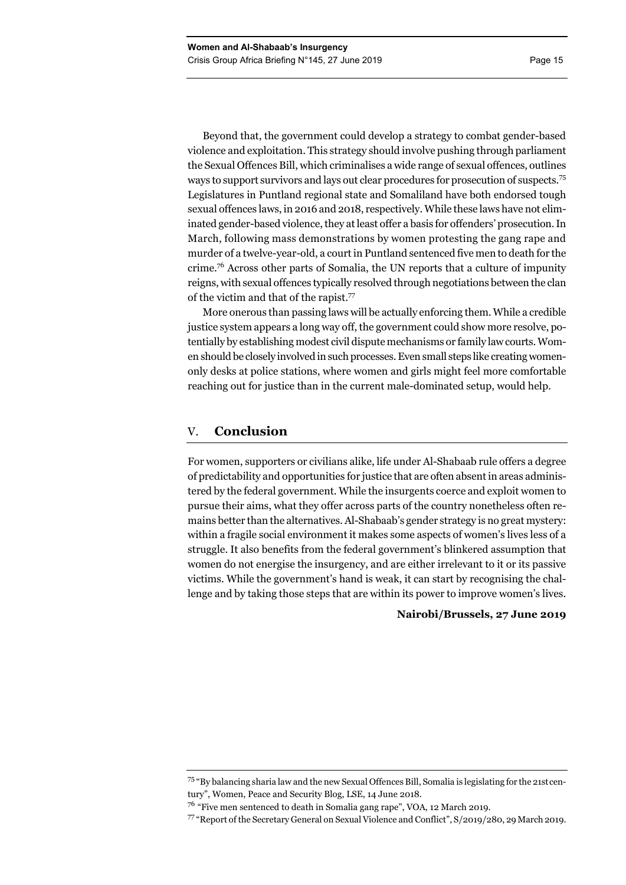Beyond that, the government could develop a strategy to combat gender-based violence and exploitation. This strategy should involve pushing through parliament the Sexual Offences Bill, which criminalises a wide range of sexual offences, outlines ways to support survivors and lays out clear procedures for prosecution of suspects.[75] Legislatures in Puntland regional state and Somaliland have both endorsed tough sexual offences laws, in 2016 and 2018, respectively. While these laws have not eliminated gender-based violence, they at least offer a basis for offenders' prosecution. In March, following mass demonstrations by women protesting the gang rape and murder of a twelve-year-old, a court in Puntland sentenced five men to death for the crime.[76] Across other parts of Somalia, the UN reports that a culture of impunity reigns, with sexual offences typically resolved through negotiations between the clan of the victim and that of the rapist.[77]

More onerous than passing laws will be actually enforcing them. While a credible justice system appears a long way off, the government could show more resolve, potentially by establishing modest civil dispute mechanisms or family law courts. Women should be closely involved in such processes. Even small steps like creating women-only desks at police stations, where women and girls might feel more comfortable reaching out for justice than in the current male-dominated setup, would help.

## V. Conclusion

For women, supporters or civilians alike, life under Al-Shabaab rule offers a degree of predictability and opportunities for justice that are often absent in areas administered by the federal government. While the insurgents coerce and exploit women to pursue their aims, what they offer across parts of the country nonetheless often remains better than the alternatives. Al-Shabaab's gender strategy is no great mystery: within a fragile social environment it makes some aspects of women's lives less of a struggle. It also benefits from the federal government's blinkered assumption that women do not energise the insurgency, and are either irrelevant to it or its passive victims. While the government's hand is weak, it can start by recognising the challenge and by taking those steps that are within its power to improve women's lives.

**Nairobi/Brussels, 27 June 2019**

---

[75] "By balancing sharia law and the new Sexual Offences Bill, Somalia is legislating for the 21st century", Women, Peace and Security Blog, LSE, 14 June 2018.

[76] "Five men sentenced to death in Somalia gang rape", VOA, 12 March 2019.

[77] "Report of the Secretary General on Sexual Violence and Conflict", S/2019/280, 29 March 2019.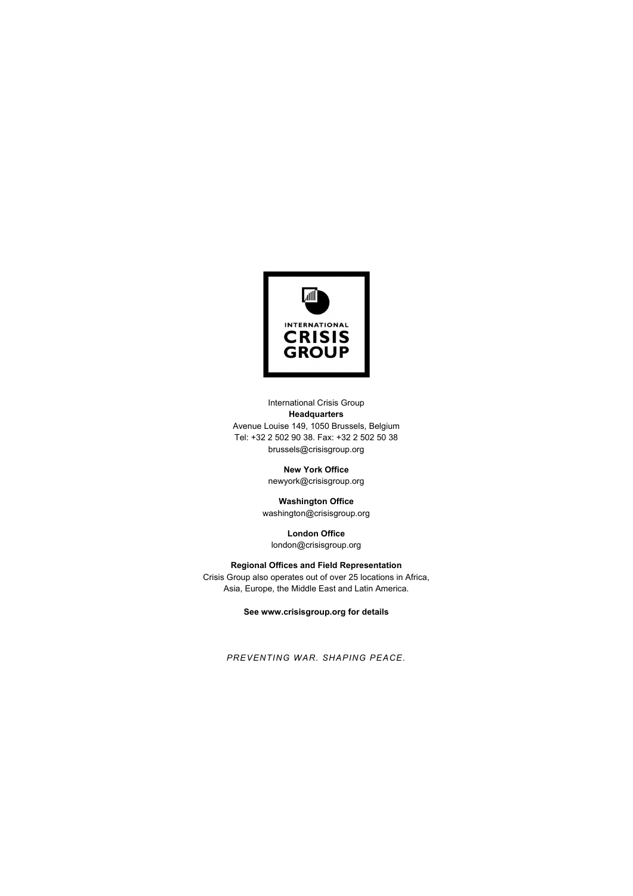INTERNATIONAL
CRISIS
GROUP

International Crisis Group
**Headquarters**
Avenue Louise 149, 1050 Brussels, Belgium
Tel: +32 2 502 90 38. Fax: +32 2 502 50 38
brussels@crisisgroup.org

**New York Office**
newyork@crisisgroup.org

**Washington Office**
washington@crisisgroup.org

**London Office**
london@crisisgroup.org

**Regional Offices and Field Representation**
Crisis Group also operates out of over 25 locations in Africa, Asia, Europe, the Middle East and Latin America.

**See www.crisisgroup.org for details**

*PREVENTING WAR. SHAPING PEACE.*